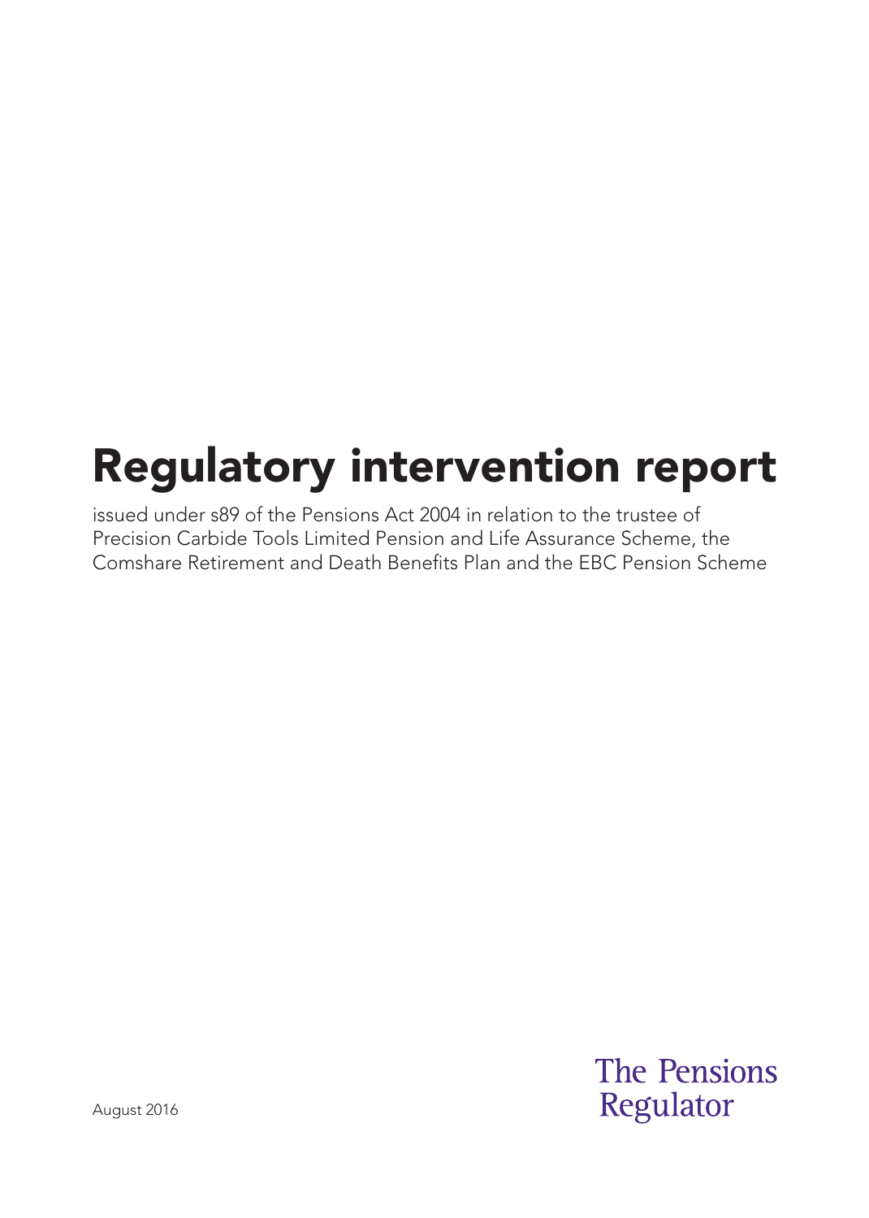# Regulatory intervention report

issued under s89 of the Pensions Act 2004 in relation to the trustee of Precision Carbide Tools Limited Pension and Life Assurance Scheme, the Comshare Retirement and Death Benefits Plan and the EBC Pension Scheme

August 2016

The Pensions Regulator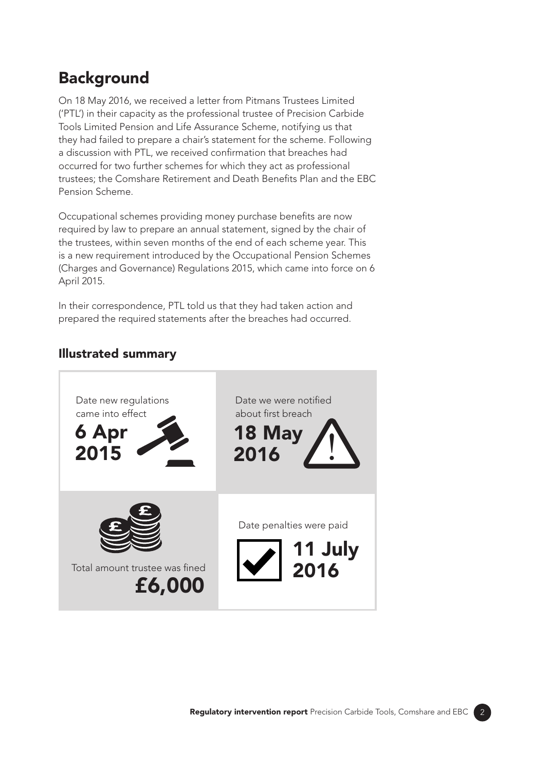## Background

On 18 May 2016, we received a letter from Pitmans Trustees Limited ('PTL') in their capacity as the professional trustee of Precision Carbide Tools Limited Pension and Life Assurance Scheme, notifying us that they had failed to prepare a chair's statement for the scheme. Following a discussion with PTL, we received confirmation that breaches had occurred for two further schemes for which they act as professional trustees; the Comshare Retirement and Death Benefits Plan and the EBC Pension Scheme.

Occupational schemes providing money purchase benefits are now required by law to prepare an annual statement, signed by the chair of the trustees, within seven months of the end of each scheme year. This is a new requirement introduced by the Occupational Pension Schemes (Charges and Governance) Regulations 2015, which came into force on 6 April 2015.

In their correspondence, PTL told us that they had taken action and prepared the required statements after the breaches had occurred.

### Illustrated summary

Date new regulations came into effect
**6 Apr 2015**

Date we were notified about first breach
**18 May 2016**

Total amount trustee was fined
**£6,000**

Date penalties were paid
**11 July 2016**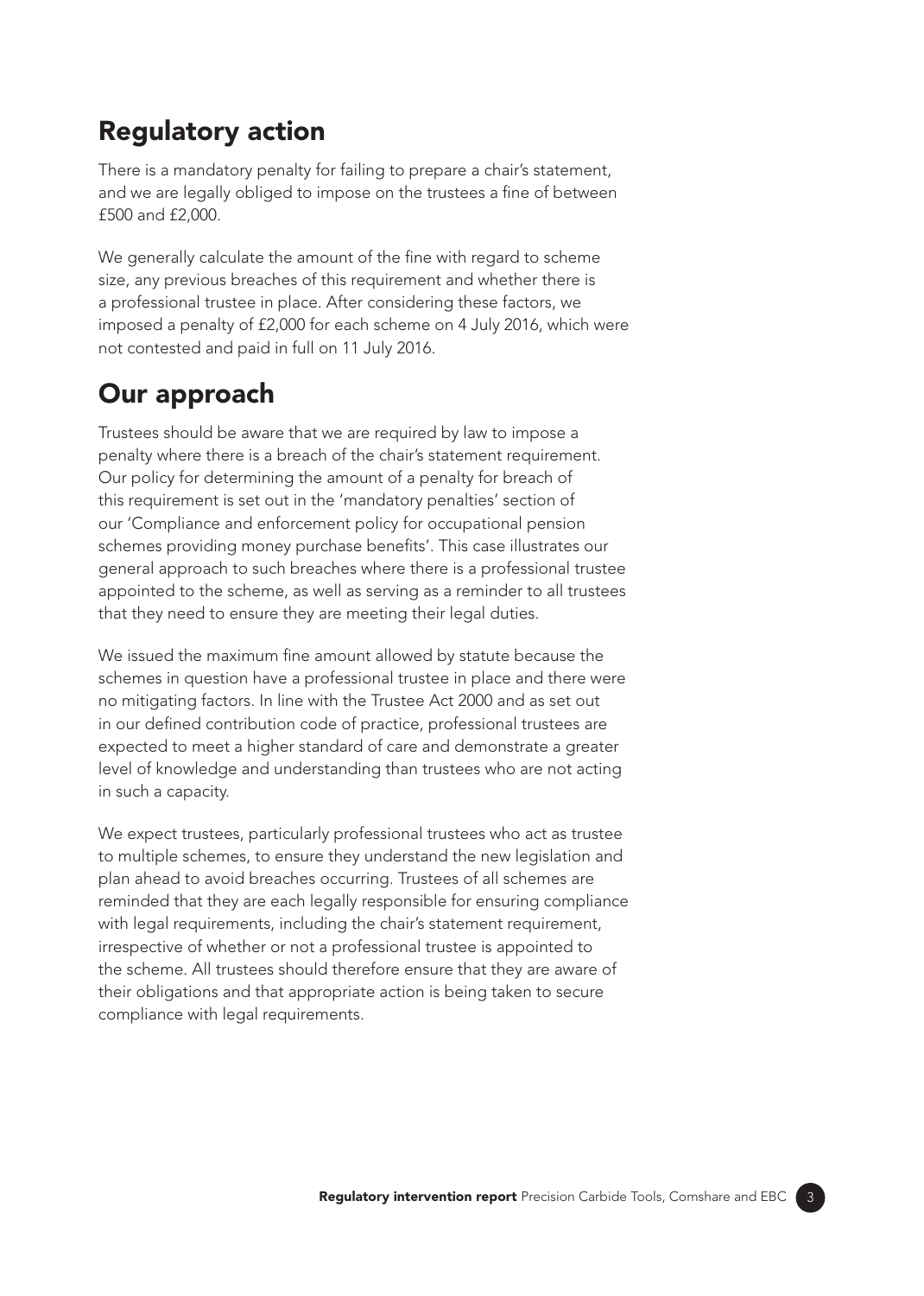## Regulatory action

There is a mandatory penalty for failing to prepare a chair's statement, and we are legally obliged to impose on the trustees a fine of between £500 and £2,000.

We generally calculate the amount of the fine with regard to scheme size, any previous breaches of this requirement and whether there is a professional trustee in place. After considering these factors, we imposed a penalty of £2,000 for each scheme on 4 July 2016, which were not contested and paid in full on 11 July 2016.

## Our approach

Trustees should be aware that we are required by law to impose a penalty where there is a breach of the chair's statement requirement. Our policy for determining the amount of a penalty for breach of this requirement is set out in the 'mandatory penalties' section of our 'Compliance and enforcement policy for occupational pension schemes providing money purchase benefits'. This case illustrates our general approach to such breaches where there is a professional trustee appointed to the scheme, as well as serving as a reminder to all trustees that they need to ensure they are meeting their legal duties.

We issued the maximum fine amount allowed by statute because the schemes in question have a professional trustee in place and there were no mitigating factors. In line with the Trustee Act 2000 and as set out in our defined contribution code of practice, professional trustees are expected to meet a higher standard of care and demonstrate a greater level of knowledge and understanding than trustees who are not acting in such a capacity.

We expect trustees, particularly professional trustees who act as trustee to multiple schemes, to ensure they understand the new legislation and plan ahead to avoid breaches occurring. Trustees of all schemes are reminded that they are each legally responsible for ensuring compliance with legal requirements, including the chair's statement requirement, irrespective of whether or not a professional trustee is appointed to the scheme. All trustees should therefore ensure that they are aware of their obligations and that appropriate action is being taken to secure compliance with legal requirements.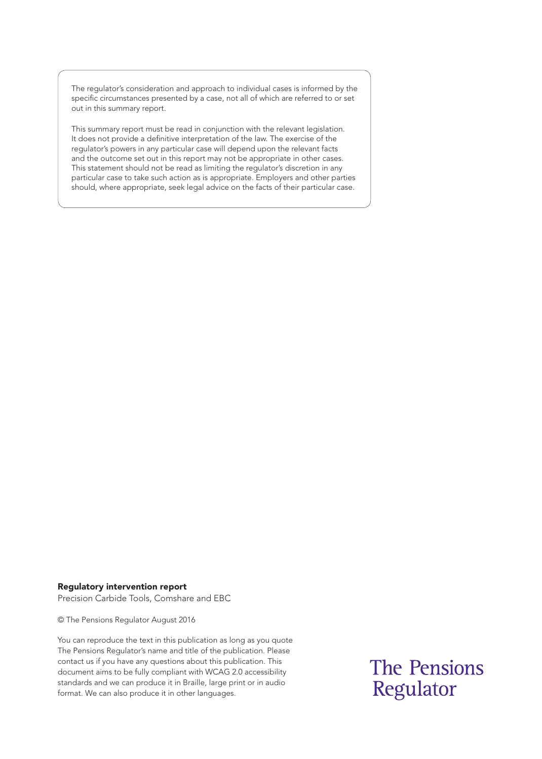The regulator's consideration and approach to individual cases is informed by the specific circumstances presented by a case, not all of which are referred to or set out in this summary report.

This summary report must be read in conjunction with the relevant legislation. It does not provide a definitive interpretation of the law. The exercise of the regulator's powers in any particular case will depend upon the relevant facts and the outcome set out in this report may not be appropriate in other cases. This statement should not be read as limiting the regulator's discretion in any particular case to take such action as is appropriate. Employers and other parties should, where appropriate, seek legal advice on the facts of their particular case.

**Regulatory intervention report**

Precision Carbide Tools, Comshare and EBC

© The Pensions Regulator August 2016

You can reproduce the text in this publication as long as you quote The Pensions Regulator's name and title of the publication. Please contact us if you have any questions about this publication. This document aims to be fully compliant with WCAG 2.0 accessibility standards and we can produce it in Braille, large print or in audio format. We can also produce it in other languages.

The Pensions Regulator